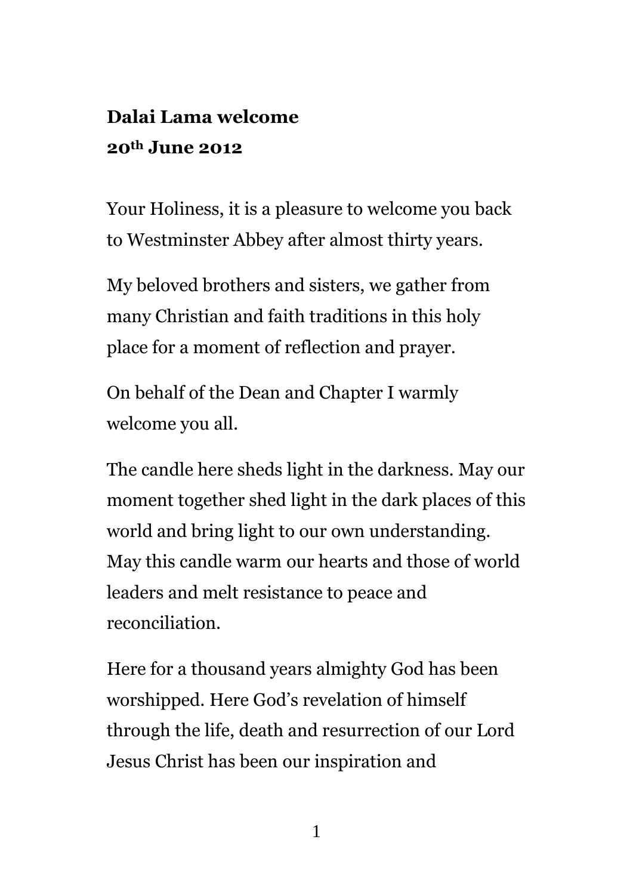**Dalai Lama welcome**
**20th June 2012**

Your Holiness, it is a pleasure to welcome you back to Westminster Abbey after almost thirty years.

My beloved brothers and sisters, we gather from many Christian and faith traditions in this holy place for a moment of reflection and prayer.

On behalf of the Dean and Chapter I warmly welcome you all.

The candle here sheds light in the darkness. May our moment together shed light in the dark places of this world and bring light to our own understanding. May this candle warm our hearts and those of world leaders and melt resistance to peace and reconciliation.

Here for a thousand years almighty God has been worshipped. Here God's revelation of himself through the life, death and resurrection of our Lord Jesus Christ has been our inspiration and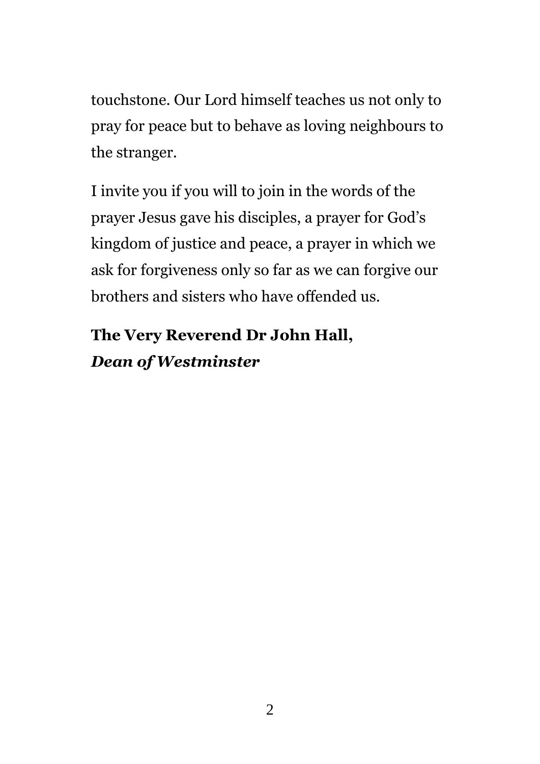touchstone. Our Lord himself teaches us not only to pray for peace but to behave as loving neighbours to the stranger.

I invite you if you will to join in the words of the prayer Jesus gave his disciples, a prayer for God's kingdom of justice and peace, a prayer in which we ask for forgiveness only so far as we can forgive our brothers and sisters who have offended us.

**The Very Reverend Dr John Hall,**
***Dean of Westminster***